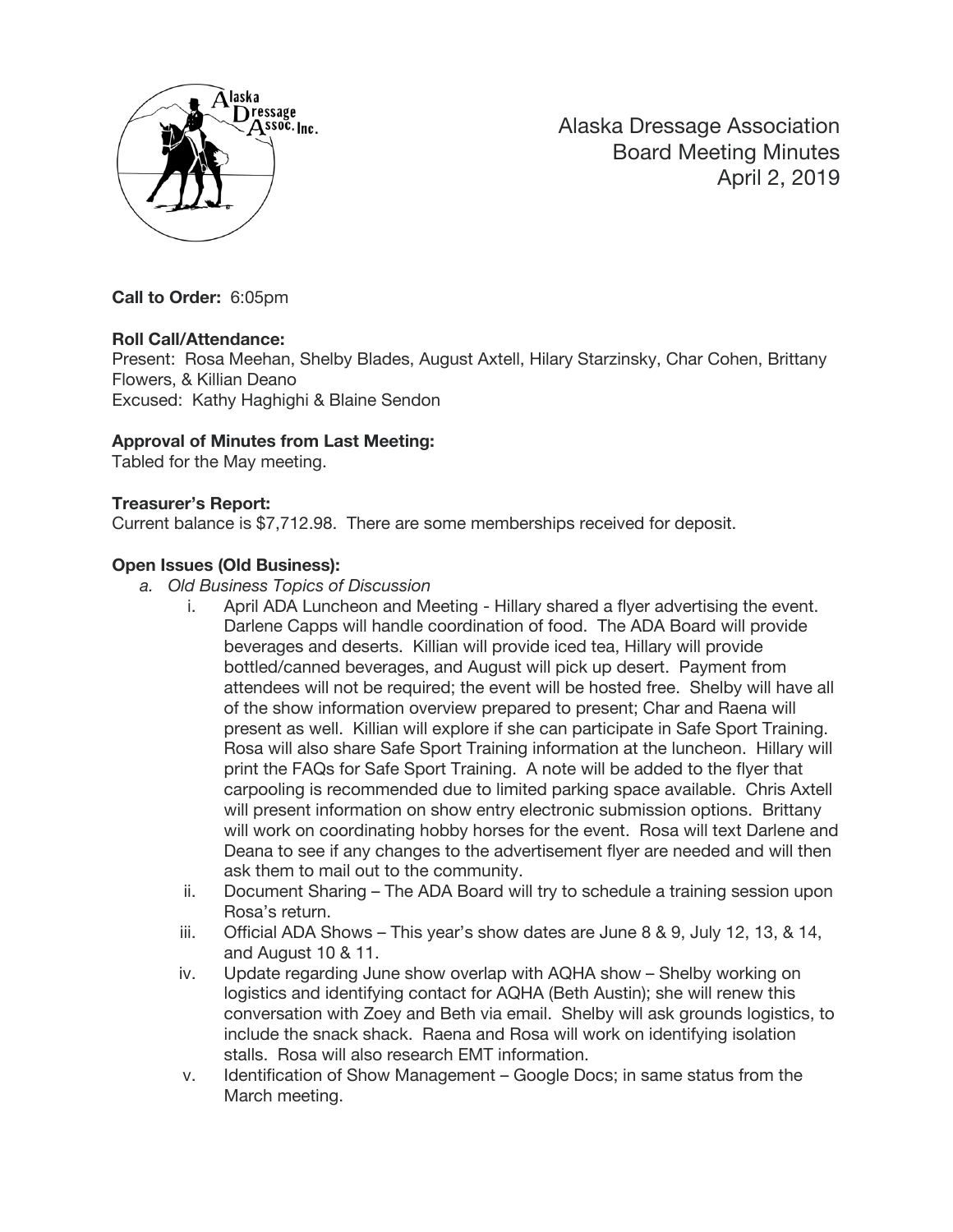# Alaska Dressage Association
## Board Meeting Minutes
### April 2, 2019

**Call to Order:** 6:05pm

**Roll Call/Attendance:**
Present: Rosa Meehan, Shelby Blades, August Axtell, Hilary Starzinsky, Char Cohen, Brittany Flowers, & Killian Deano
Excused: Kathy Haghighi & Blaine Sendon

**Approval of Minutes from Last Meeting:**
Tabled for the May meeting.

**Treasurer's Report:**
Current balance is $7,712.98. There are some memberships received for deposit.

**Open Issues (Old Business):**

a. *Old Business Topics of Discussion*

  i. April ADA Luncheon and Meeting - Hillary shared a flyer advertising the event. Darlene Capps will handle coordination of food. The ADA Board will provide beverages and deserts. Killian will provide iced tea, Hillary will provide bottled/canned beverages, and August will pick up desert. Payment from attendees will not be required; the event will be hosted free. Shelby will have all of the show information overview prepared to present; Char and Raena will present as well. Killian will explore if she can participate in Safe Sport Training. Rosa will also share Safe Sport Training information at the luncheon. Hillary will print the FAQs for Safe Sport Training. A note will be added to the flyer that carpooling is recommended due to limited parking space available. Chris Axtell will present information on show entry electronic submission options. Brittany will work on coordinating hobby horses for the event. Rosa will text Darlene and Deana to see if any changes to the advertisement flyer are needed and will then ask them to mail out to the community.

  ii. Document Sharing – The ADA Board will try to schedule a training session upon Rosa's return.

  iii. Official ADA Shows – This year's show dates are June 8 & 9, July 12, 13, & 14, and August 10 & 11.

  iv. Update regarding June show overlap with AQHA show – Shelby working on logistics and identifying contact for AQHA (Beth Austin); she will renew this conversation with Zoey and Beth via email. Shelby will ask grounds logistics, to include the snack shack. Raena and Rosa will work on identifying isolation stalls. Rosa will also research EMT information.

  v. Identification of Show Management – Google Docs; in same status from the March meeting.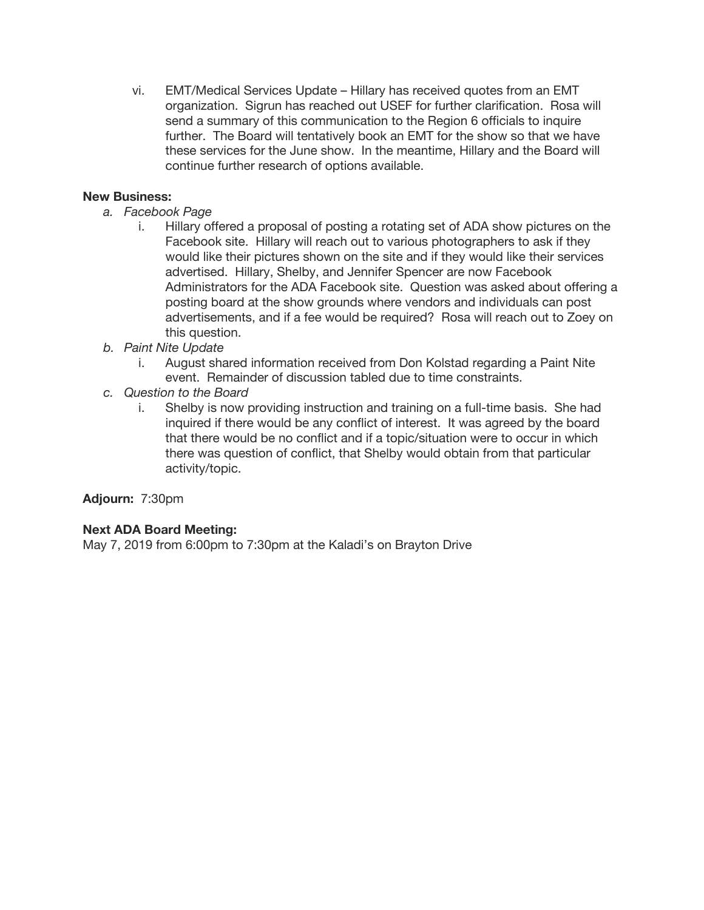vi. EMT/Medical Services Update – Hillary has received quotes from an EMT organization. Sigrun has reached out USEF for further clarification. Rosa will send a summary of this communication to the Region 6 officials to inquire further. The Board will tentatively book an EMT for the show so that we have these services for the June show. In the meantime, Hillary and the Board will continue further research of options available.

**New Business:**

*a. Facebook Page*

i. Hillary offered a proposal of posting a rotating set of ADA show pictures on the Facebook site. Hillary will reach out to various photographers to ask if they would like their pictures shown on the site and if they would like their services advertised. Hillary, Shelby, and Jennifer Spencer are now Facebook Administrators for the ADA Facebook site. Question was asked about offering a posting board at the show grounds where vendors and individuals can post advertisements, and if a fee would be required? Rosa will reach out to Zoey on this question.

*b. Paint Nite Update*

i. August shared information received from Don Kolstad regarding a Paint Nite event. Remainder of discussion tabled due to time constraints.

*c. Question to the Board*

i. Shelby is now providing instruction and training on a full-time basis. She had inquired if there would be any conflict of interest. It was agreed by the board that there would be no conflict and if a topic/situation were to occur in which there was question of conflict, that Shelby would obtain from that particular activity/topic.

**Adjourn:** 7:30pm

**Next ADA Board Meeting:**

May 7, 2019 from 6:00pm to 7:30pm at the Kaladi's on Brayton Drive